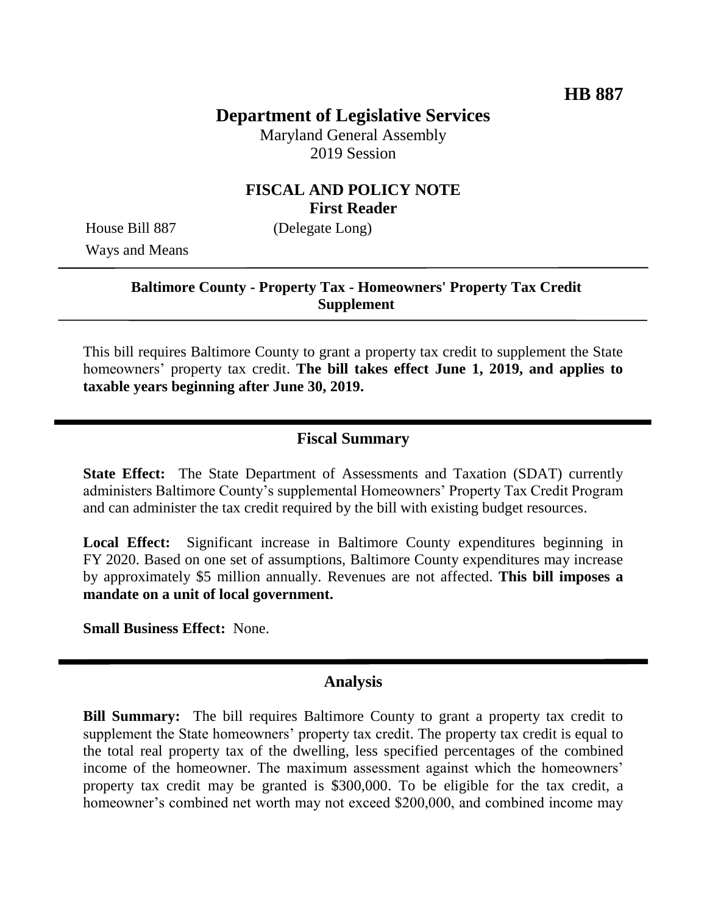**HB 887**

# Department of Legislative Services

Maryland General Assembly
2019 Session

## FISCAL AND POLICY NOTE
**First Reader**

House Bill 887 (Delegate Long)
Ways and Means

**Baltimore County - Property Tax - Homeowners' Property Tax Credit Supplement**

This bill requires Baltimore County to grant a property tax credit to supplement the State homeowners' property tax credit. **The bill takes effect June 1, 2019, and applies to taxable years beginning after June 30, 2019.**

## Fiscal Summary

**State Effect:** The State Department of Assessments and Taxation (SDAT) currently administers Baltimore County's supplemental Homeowners' Property Tax Credit Program and can administer the tax credit required by the bill with existing budget resources.

**Local Effect:** Significant increase in Baltimore County expenditures beginning in FY 2020. Based on one set of assumptions, Baltimore County expenditures may increase by approximately $5 million annually. Revenues are not affected. **This bill imposes a mandate on a unit of local government.**

**Small Business Effect:** None.

## Analysis

**Bill Summary:** The bill requires Baltimore County to grant a property tax credit to supplement the State homeowners' property tax credit. The property tax credit is equal to the total real property tax of the dwelling, less specified percentages of the combined income of the homeowner. The maximum assessment against which the homeowners' property tax credit may be granted is $300,000. To be eligible for the tax credit, a homeowner's combined net worth may not exceed $200,000, and combined income may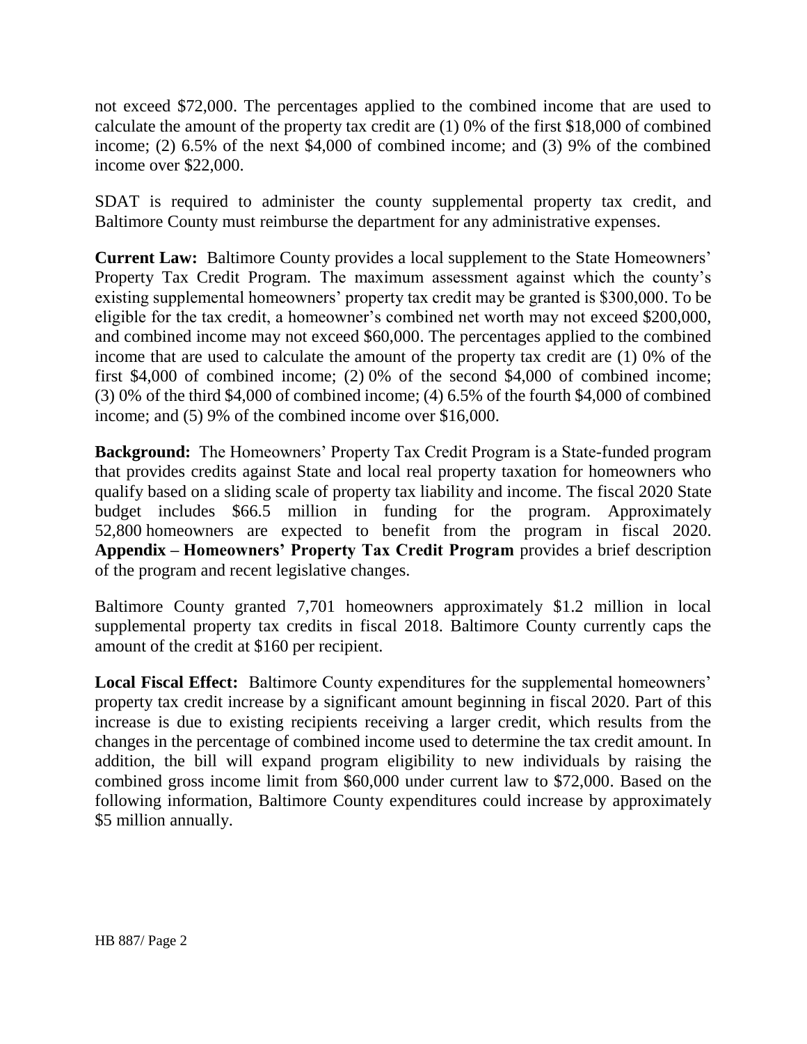not exceed $72,000. The percentages applied to the combined income that are used to calculate the amount of the property tax credit are (1) 0% of the first $18,000 of combined income; (2) 6.5% of the next $4,000 of combined income; and (3) 9% of the combined income over $22,000.

SDAT is required to administer the county supplemental property tax credit, and Baltimore County must reimburse the department for any administrative expenses.

**Current Law:** Baltimore County provides a local supplement to the State Homeowners' Property Tax Credit Program. The maximum assessment against which the county's existing supplemental homeowners' property tax credit may be granted is $300,000. To be eligible for the tax credit, a homeowner's combined net worth may not exceed $200,000, and combined income may not exceed $60,000. The percentages applied to the combined income that are used to calculate the amount of the property tax credit are (1) 0% of the first $4,000 of combined income; (2) 0% of the second $4,000 of combined income; (3) 0% of the third $4,000 of combined income; (4) 6.5% of the fourth $4,000 of combined income; and (5) 9% of the combined income over $16,000.

**Background:** The Homeowners' Property Tax Credit Program is a State-funded program that provides credits against State and local real property taxation for homeowners who qualify based on a sliding scale of property tax liability and income. The fiscal 2020 State budget includes $66.5 million in funding for the program. Approximately 52,800 homeowners are expected to benefit from the program in fiscal 2020. **Appendix – Homeowners' Property Tax Credit Program** provides a brief description of the program and recent legislative changes.

Baltimore County granted 7,701 homeowners approximately $1.2 million in local supplemental property tax credits in fiscal 2018. Baltimore County currently caps the amount of the credit at $160 per recipient.

**Local Fiscal Effect:** Baltimore County expenditures for the supplemental homeowners' property tax credit increase by a significant amount beginning in fiscal 2020. Part of this increase is due to existing recipients receiving a larger credit, which results from the changes in the percentage of combined income used to determine the tax credit amount. In addition, the bill will expand program eligibility to new individuals by raising the combined gross income limit from $60,000 under current law to $72,000. Based on the following information, Baltimore County expenditures could increase by approximately $5 million annually.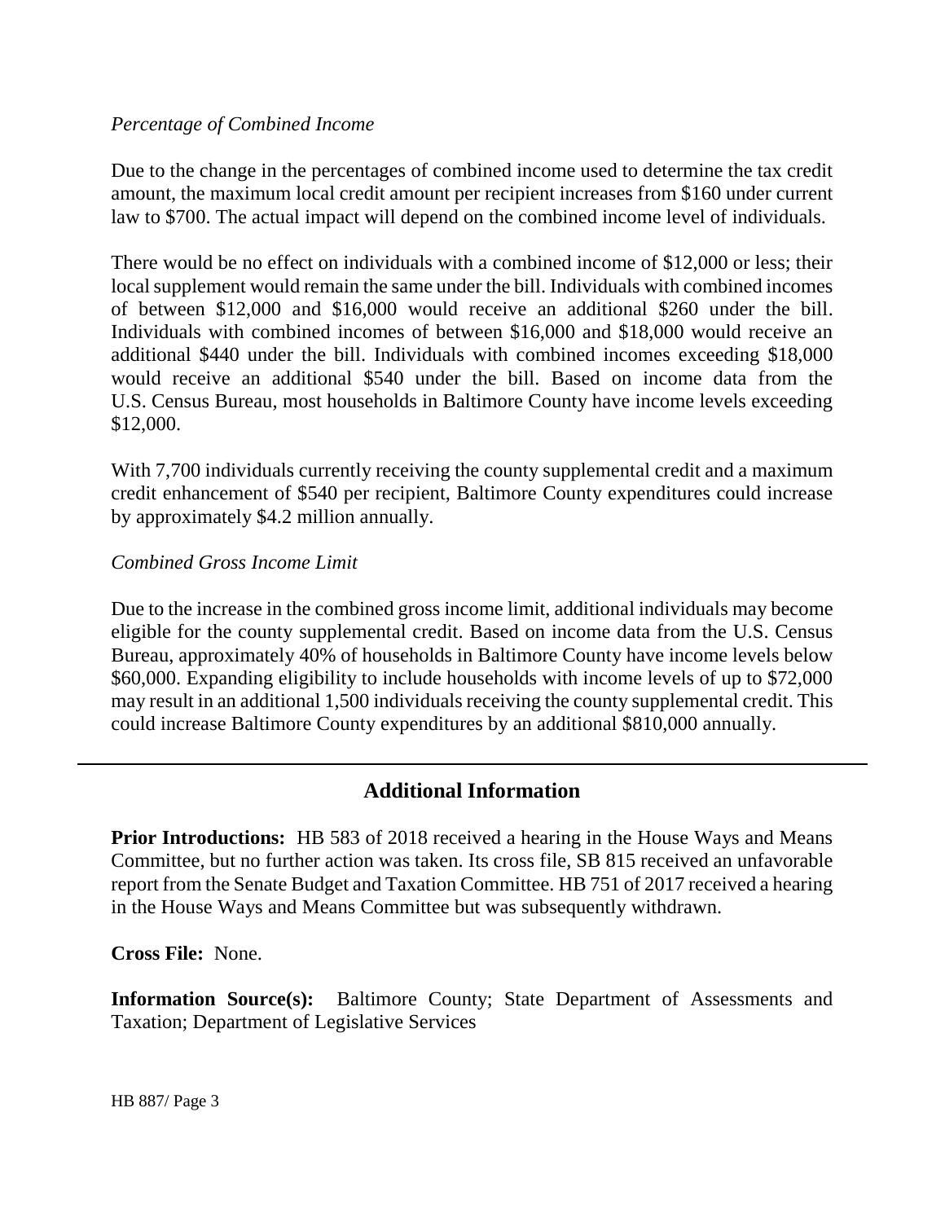*Percentage of Combined Income*

Due to the change in the percentages of combined income used to determine the tax credit amount, the maximum local credit amount per recipient increases from $160 under current law to $700. The actual impact will depend on the combined income level of individuals.

There would be no effect on individuals with a combined income of $12,000 or less; their local supplement would remain the same under the bill. Individuals with combined incomes of between $12,000 and $16,000 would receive an additional $260 under the bill. Individuals with combined incomes of between $16,000 and $18,000 would receive an additional $440 under the bill. Individuals with combined incomes exceeding $18,000 would receive an additional $540 under the bill. Based on income data from the U.S. Census Bureau, most households in Baltimore County have income levels exceeding $12,000.

With 7,700 individuals currently receiving the county supplemental credit and a maximum credit enhancement of $540 per recipient, Baltimore County expenditures could increase by approximately $4.2 million annually.

*Combined Gross Income Limit*

Due to the increase in the combined gross income limit, additional individuals may become eligible for the county supplemental credit. Based on income data from the U.S. Census Bureau, approximately 40% of households in Baltimore County have income levels below $60,000. Expanding eligibility to include households with income levels of up to $72,000 may result in an additional 1,500 individuals receiving the county supplemental credit. This could increase Baltimore County expenditures by an additional $810,000 annually.

## Additional Information

**Prior Introductions:** HB 583 of 2018 received a hearing in the House Ways and Means Committee, but no further action was taken. Its cross file, SB 815 received an unfavorable report from the Senate Budget and Taxation Committee. HB 751 of 2017 received a hearing in the House Ways and Means Committee but was subsequently withdrawn.

**Cross File:** None.

**Information Source(s):** Baltimore County; State Department of Assessments and Taxation; Department of Legislative Services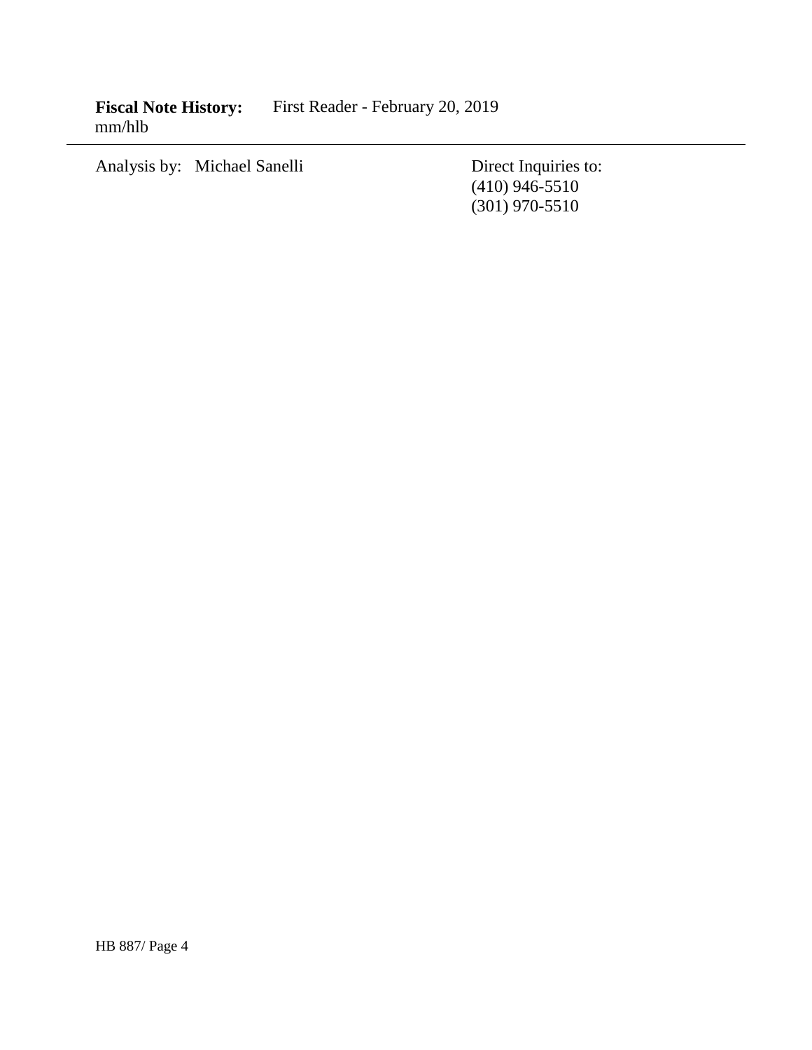**Fiscal Note History:** First Reader - February 20, 2019
mm/hlb

---

Analysis by: Michael Sanelli

Direct Inquiries to:
(410) 946-5510
(301) 970-5510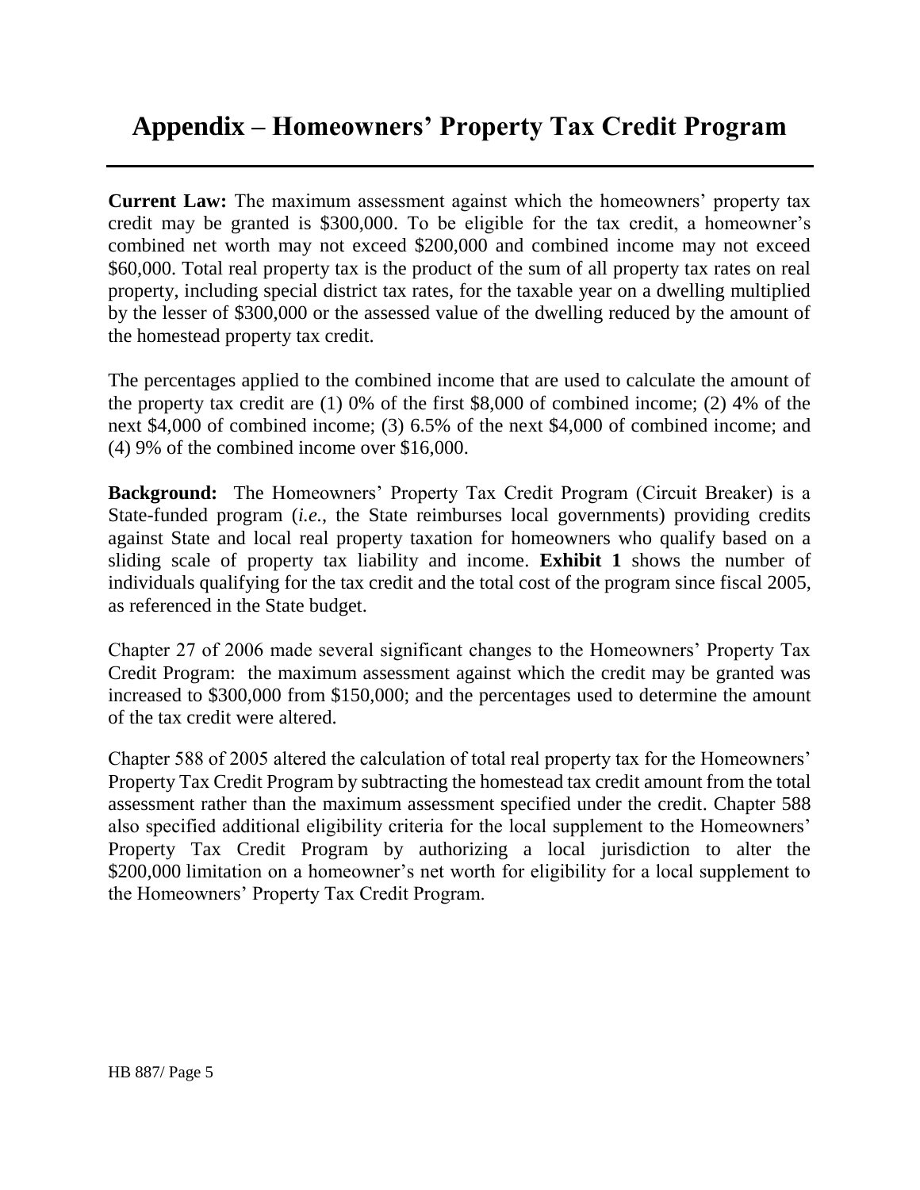# Appendix – Homeowners' Property Tax Credit Program

**Current Law:** The maximum assessment against which the homeowners' property tax credit may be granted is $300,000. To be eligible for the tax credit, a homeowner's combined net worth may not exceed $200,000 and combined income may not exceed $60,000. Total real property tax is the product of the sum of all property tax rates on real property, including special district tax rates, for the taxable year on a dwelling multiplied by the lesser of $300,000 or the assessed value of the dwelling reduced by the amount of the homestead property tax credit.

The percentages applied to the combined income that are used to calculate the amount of the property tax credit are (1) 0% of the first $8,000 of combined income; (2) 4% of the next $4,000 of combined income; (3) 6.5% of the next $4,000 of combined income; and (4) 9% of the combined income over $16,000.

**Background:** The Homeowners' Property Tax Credit Program (Circuit Breaker) is a State-funded program (*i.e.*, the State reimburses local governments) providing credits against State and local real property taxation for homeowners who qualify based on a sliding scale of property tax liability and income. **Exhibit 1** shows the number of individuals qualifying for the tax credit and the total cost of the program since fiscal 2005, as referenced in the State budget.

Chapter 27 of 2006 made several significant changes to the Homeowners' Property Tax Credit Program: the maximum assessment against which the credit may be granted was increased to $300,000 from $150,000; and the percentages used to determine the amount of the tax credit were altered.

Chapter 588 of 2005 altered the calculation of total real property tax for the Homeowners' Property Tax Credit Program by subtracting the homestead tax credit amount from the total assessment rather than the maximum assessment specified under the credit. Chapter 588 also specified additional eligibility criteria for the local supplement to the Homeowners' Property Tax Credit Program by authorizing a local jurisdiction to alter the $200,000 limitation on a homeowner's net worth for eligibility for a local supplement to the Homeowners' Property Tax Credit Program.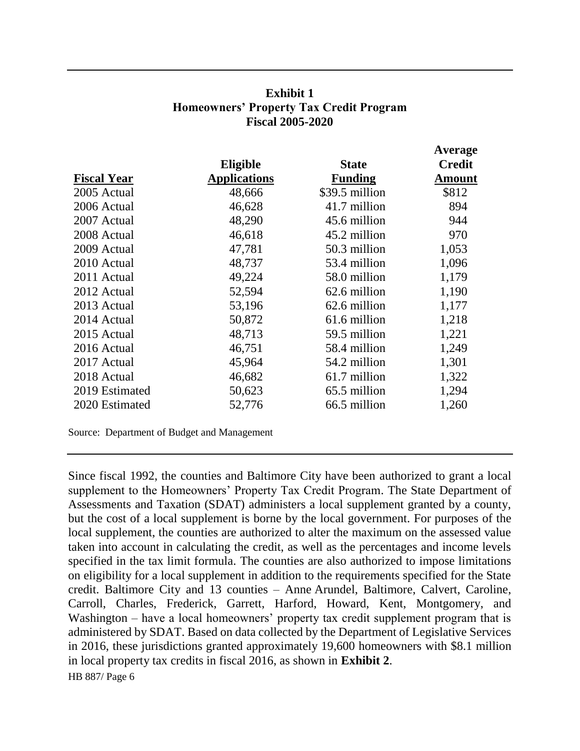**Exhibit 1**
**Homeowners' Property Tax Credit Program**
**Fiscal 2005-2020**

| Fiscal Year | Eligible Applications | State Funding | Average Credit Amount |
|---|---|---|---|
| 2005 Actual | 48,666 | $39.5 million | $812 |
| 2006 Actual | 46,628 | 41.7 million | 894 |
| 2007 Actual | 48,290 | 45.6 million | 944 |
| 2008 Actual | 46,618 | 45.2 million | 970 |
| 2009 Actual | 47,781 | 50.3 million | 1,053 |
| 2010 Actual | 48,737 | 53.4 million | 1,096 |
| 2011 Actual | 49,224 | 58.0 million | 1,179 |
| 2012 Actual | 52,594 | 62.6 million | 1,190 |
| 2013 Actual | 53,196 | 62.6 million | 1,177 |
| 2014 Actual | 50,872 | 61.6 million | 1,218 |
| 2015 Actual | 48,713 | 59.5 million | 1,221 |
| 2016 Actual | 46,751 | 58.4 million | 1,249 |
| 2017 Actual | 45,964 | 54.2 million | 1,301 |
| 2018 Actual | 46,682 | 61.7 million | 1,322 |
| 2019 Estimated | 50,623 | 65.5 million | 1,294 |
| 2020 Estimated | 52,776 | 66.5 million | 1,260 |

Source: Department of Budget and Management

Since fiscal 1992, the counties and Baltimore City have been authorized to grant a local supplement to the Homeowners' Property Tax Credit Program. The State Department of Assessments and Taxation (SDAT) administers a local supplement granted by a county, but the cost of a local supplement is borne by the local government. For purposes of the local supplement, the counties are authorized to alter the maximum on the assessed value taken into account in calculating the credit, as well as the percentages and income levels specified in the tax limit formula. The counties are also authorized to impose limitations on eligibility for a local supplement in addition to the requirements specified for the State credit. Baltimore City and 13 counties – Anne Arundel, Baltimore, Calvert, Caroline, Carroll, Charles, Frederick, Garrett, Harford, Howard, Kent, Montgomery, and Washington – have a local homeowners' property tax credit supplement program that is administered by SDAT. Based on data collected by the Department of Legislative Services in 2016, these jurisdictions granted approximately 19,600 homeowners with $8.1 million in local property tax credits in fiscal 2016, as shown in **Exhibit 2**.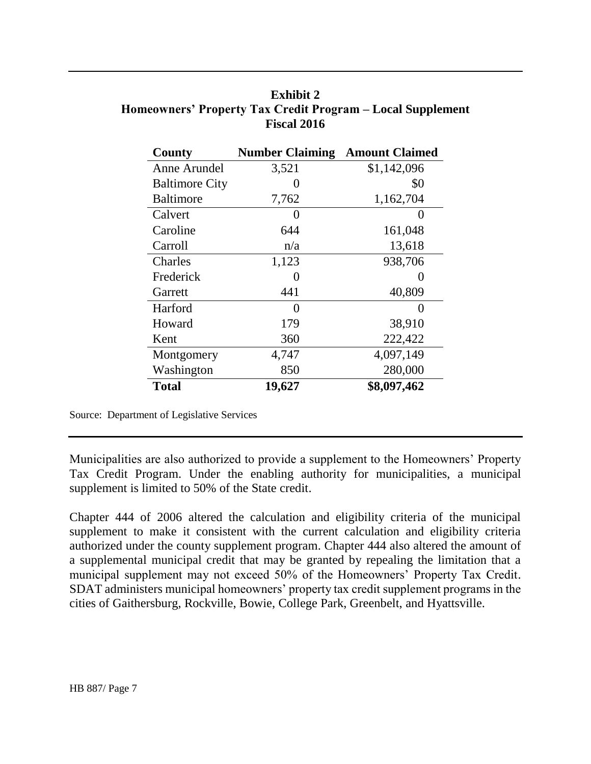**Exhibit 2**
**Homeowners' Property Tax Credit Program – Local Supplement**
**Fiscal 2016**

| County | Number Claiming | Amount Claimed |
|---|---|---|
| Anne Arundel | 3,521 | $1,142,096 |
| Baltimore City | 0 | $0 |
| Baltimore | 7,762 | 1,162,704 |
| Calvert | 0 | 0 |
| Caroline | 644 | 161,048 |
| Carroll | n/a | 13,618 |
| Charles | 1,123 | 938,706 |
| Frederick | 0 | 0 |
| Garrett | 441 | 40,809 |
| Harford | 0 | 0 |
| Howard | 179 | 38,910 |
| Kent | 360 | 222,422 |
| Montgomery | 4,747 | 4,097,149 |
| Washington | 850 | 280,000 |
| **Total** | **19,627** | **$8,097,462** |

Source: Department of Legislative Services

Municipalities are also authorized to provide a supplement to the Homeowners' Property Tax Credit Program. Under the enabling authority for municipalities, a municipal supplement is limited to 50% of the State credit.

Chapter 444 of 2006 altered the calculation and eligibility criteria of the municipal supplement to make it consistent with the current calculation and eligibility criteria authorized under the county supplement program. Chapter 444 also altered the amount of a supplemental municipal credit that may be granted by repealing the limitation that a municipal supplement may not exceed 50% of the Homeowners' Property Tax Credit. SDAT administers municipal homeowners' property tax credit supplement programs in the cities of Gaithersburg, Rockville, Bowie, College Park, Greenbelt, and Hyattsville.